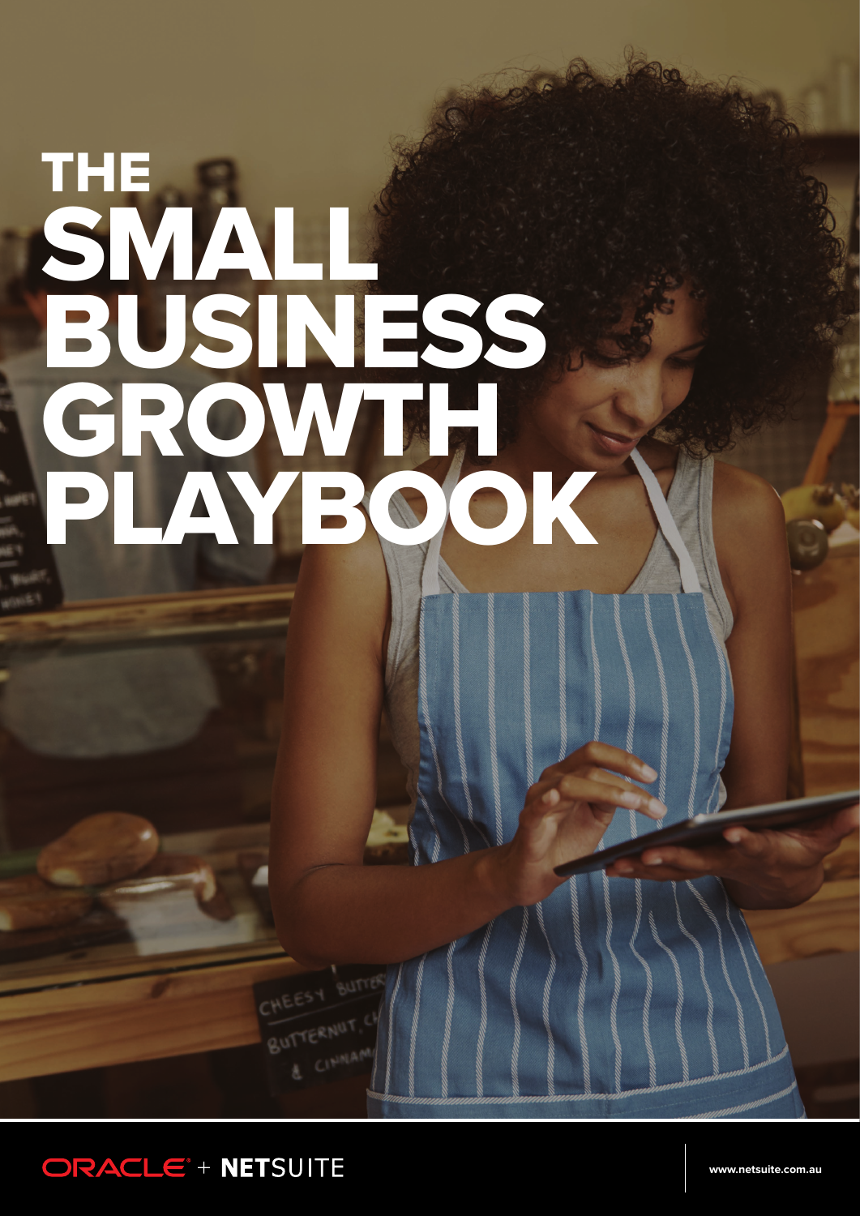# THE SMALL BUSINESS GROWTH PLAYBOOK

ORACLE + NETSUITE

www.netsuite.com.au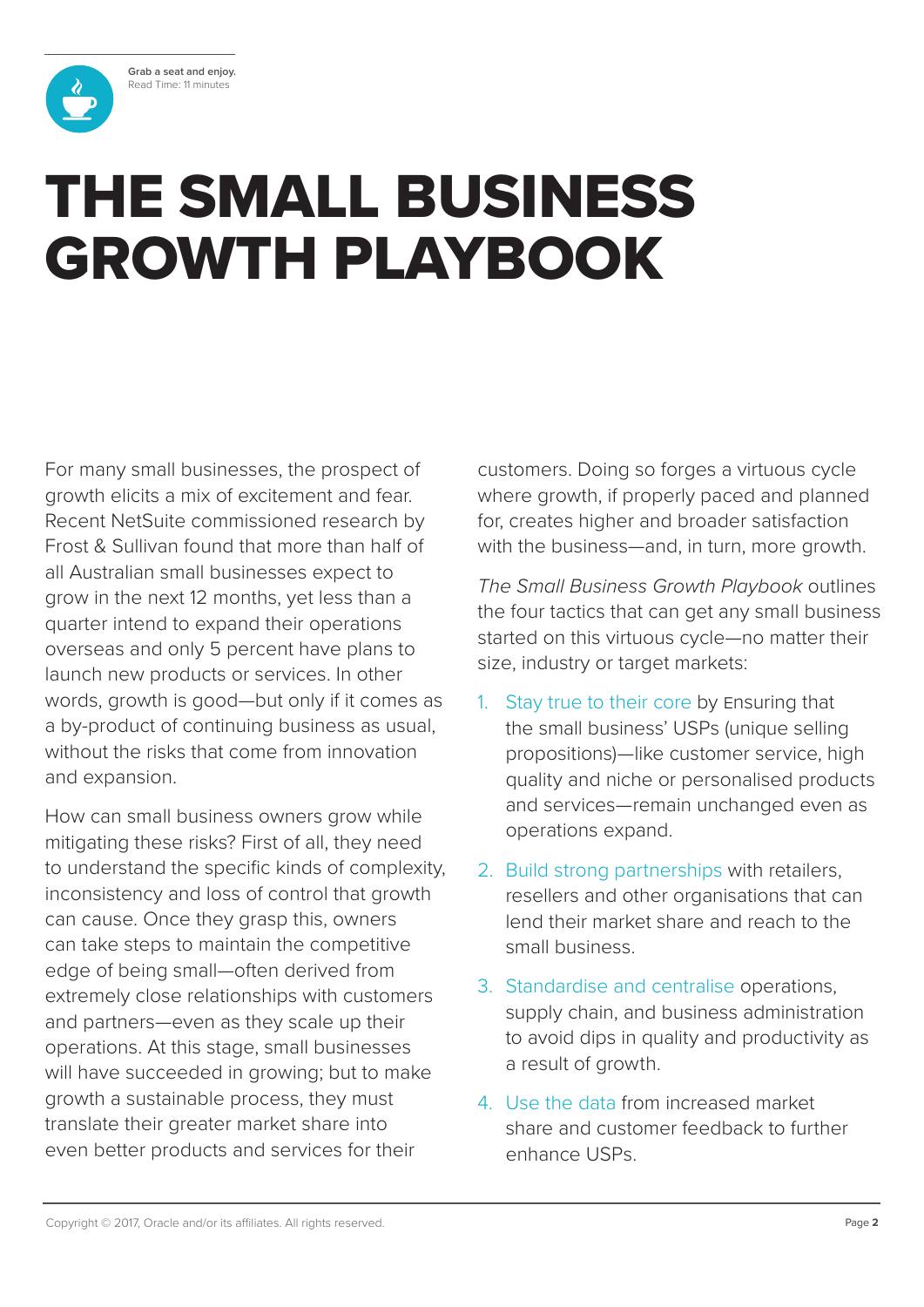Grab a seat and enjoy.
Read Time: 11 minutes

# THE SMALL BUSINESS GROWTH PLAYBOOK

For many small businesses, the prospect of growth elicits a mix of excitement and fear. Recent NetSuite commissioned research by Frost & Sullivan found that more than half of all Australian small businesses expect to grow in the next 12 months, yet less than a quarter intend to expand their operations overseas and only 5 percent have plans to launch new products or services. In other words, growth is good—but only if it comes as a by-product of continuing business as usual, without the risks that come from innovation and expansion.

How can small business owners grow while mitigating these risks? First of all, they need to understand the specific kinds of complexity, inconsistency and loss of control that growth can cause. Once they grasp this, owners can take steps to maintain the competitive edge of being small—often derived from extremely close relationships with customers and partners—even as they scale up their operations. At this stage, small businesses will have succeeded in growing; but to make growth a sustainable process, they must translate their greater market share into even better products and services for their customers. Doing so forges a virtuous cycle where growth, if properly paced and planned for, creates higher and broader satisfaction with the business—and, in turn, more growth.

*The Small Business Growth Playbook* outlines the four tactics that can get any small business started on this virtuous cycle—no matter their size, industry or target markets:

1. Stay true to their core by Ensuring that the small business' USPs (unique selling propositions)—like customer service, high quality and niche or personalised products and services—remain unchanged even as operations expand.
2. Build strong partnerships with retailers, resellers and other organisations that can lend their market share and reach to the small business.
3. Standardise and centralise operations, supply chain, and business administration to avoid dips in quality and productivity as a result of growth.
4. Use the data from increased market share and customer feedback to further enhance USPs.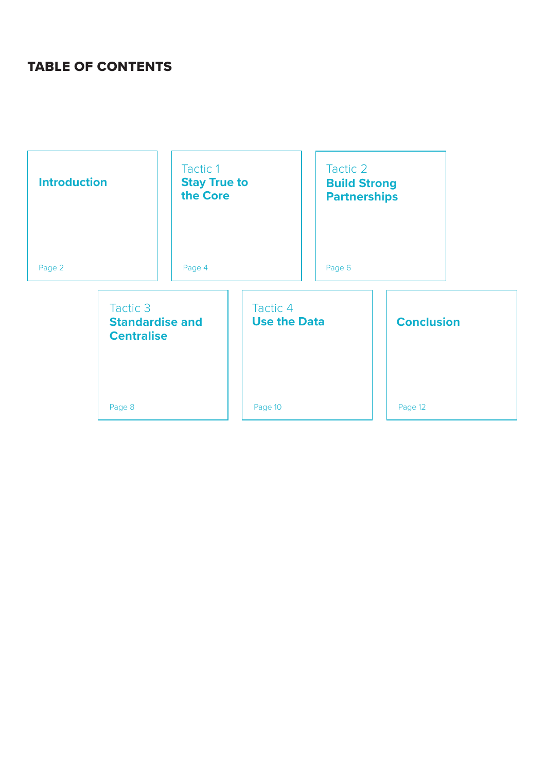## TABLE OF CONTENTS

**Introduction**
Page 2

Tactic 1
**Stay True to the Core**
Page 4

Tactic 2
**Build Strong Partnerships**
Page 6

Tactic 3
**Standardise and Centralise**
Page 8

Tactic 4
**Use the Data**
Page 10

**Conclusion**
Page 12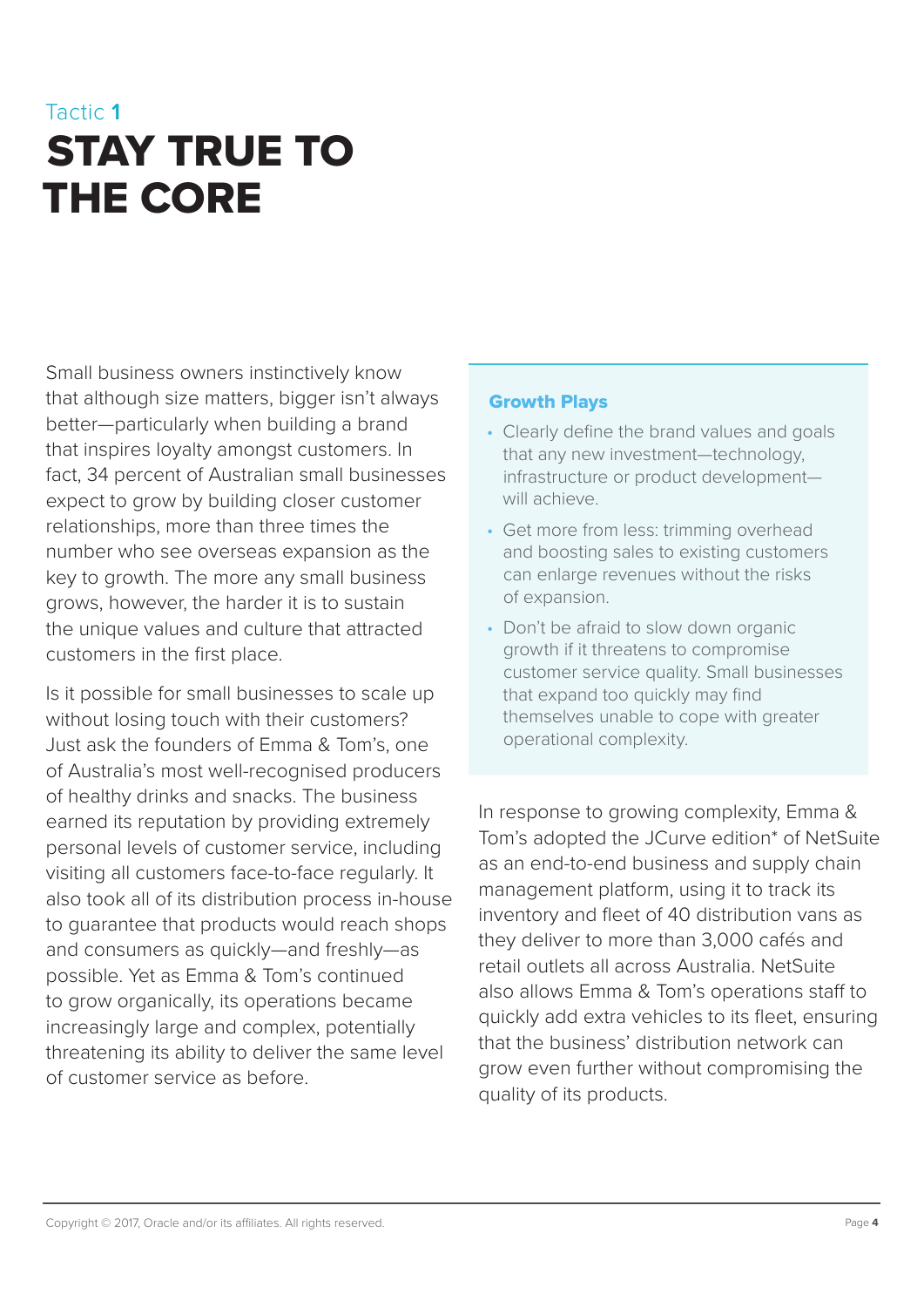Tactic **1**

# STAY TRUE TO THE CORE

Small business owners instinctively know that although size matters, bigger isn't always better—particularly when building a brand that inspires loyalty amongst customers. In fact, 34 percent of Australian small businesses expect to grow by building closer customer relationships, more than three times the number who see overseas expansion as the key to growth. The more any small business grows, however, the harder it is to sustain the unique values and culture that attracted customers in the first place.

Is it possible for small businesses to scale up without losing touch with their customers? Just ask the founders of Emma & Tom's, one of Australia's most well-recognised producers of healthy drinks and snacks. The business earned its reputation by providing extremely personal levels of customer service, including visiting all customers face-to-face regularly. It also took all of its distribution process in-house to guarantee that products would reach shops and consumers as quickly—and freshly—as possible. Yet as Emma & Tom's continued to grow organically, its operations became increasingly large and complex, potentially threatening its ability to deliver the same level of customer service as before.

### Growth Plays

- Clearly define the brand values and goals that any new investment—technology, infrastructure or product development—will achieve.
- Get more from less: trimming overhead and boosting sales to existing customers can enlarge revenues without the risks of expansion.
- Don't be afraid to slow down organic growth if it threatens to compromise customer service quality. Small businesses that expand too quickly may find themselves unable to cope with greater operational complexity.

In response to growing complexity, Emma & Tom's adopted the JCurve edition* of NetSuite as an end-to-end business and supply chain management platform, using it to track its inventory and fleet of 40 distribution vans as they deliver to more than 3,000 cafés and retail outlets all across Australia. NetSuite also allows Emma & Tom's operations staff to quickly add extra vehicles to its fleet, ensuring that the business' distribution network can grow even further without compromising the quality of its products.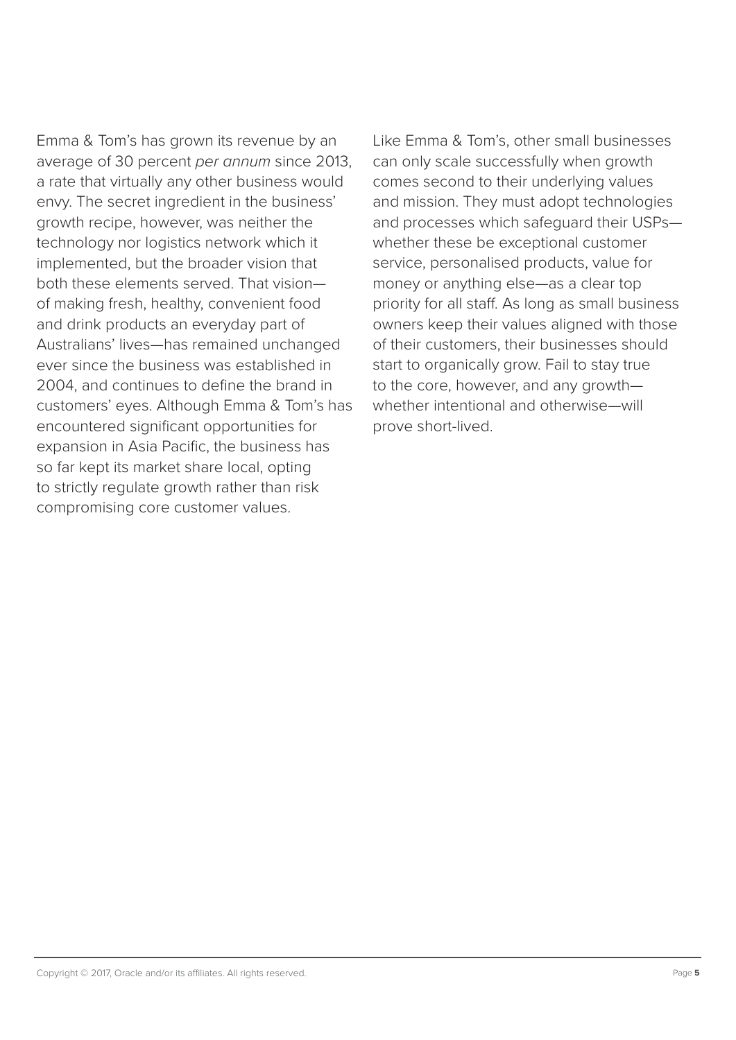Emma & Tom's has grown its revenue by an average of 30 percent *per annum* since 2013, a rate that virtually any other business would envy. The secret ingredient in the business' growth recipe, however, was neither the technology nor logistics network which it implemented, but the broader vision that both these elements served. That vision—of making fresh, healthy, convenient food and drink products an everyday part of Australians' lives—has remained unchanged ever since the business was established in 2004, and continues to define the brand in customers' eyes. Although Emma & Tom's has encountered significant opportunities for expansion in Asia Pacific, the business has so far kept its market share local, opting to strictly regulate growth rather than risk compromising core customer values.

Like Emma & Tom's, other small businesses can only scale successfully when growth comes second to their underlying values and mission. They must adopt technologies and processes which safeguard their USPs—whether these be exceptional customer service, personalised products, value for money or anything else—as a clear top priority for all staff. As long as small business owners keep their values aligned with those of their customers, their businesses should start to organically grow. Fail to stay true to the core, however, and any growth—whether intentional and otherwise—will prove short-lived.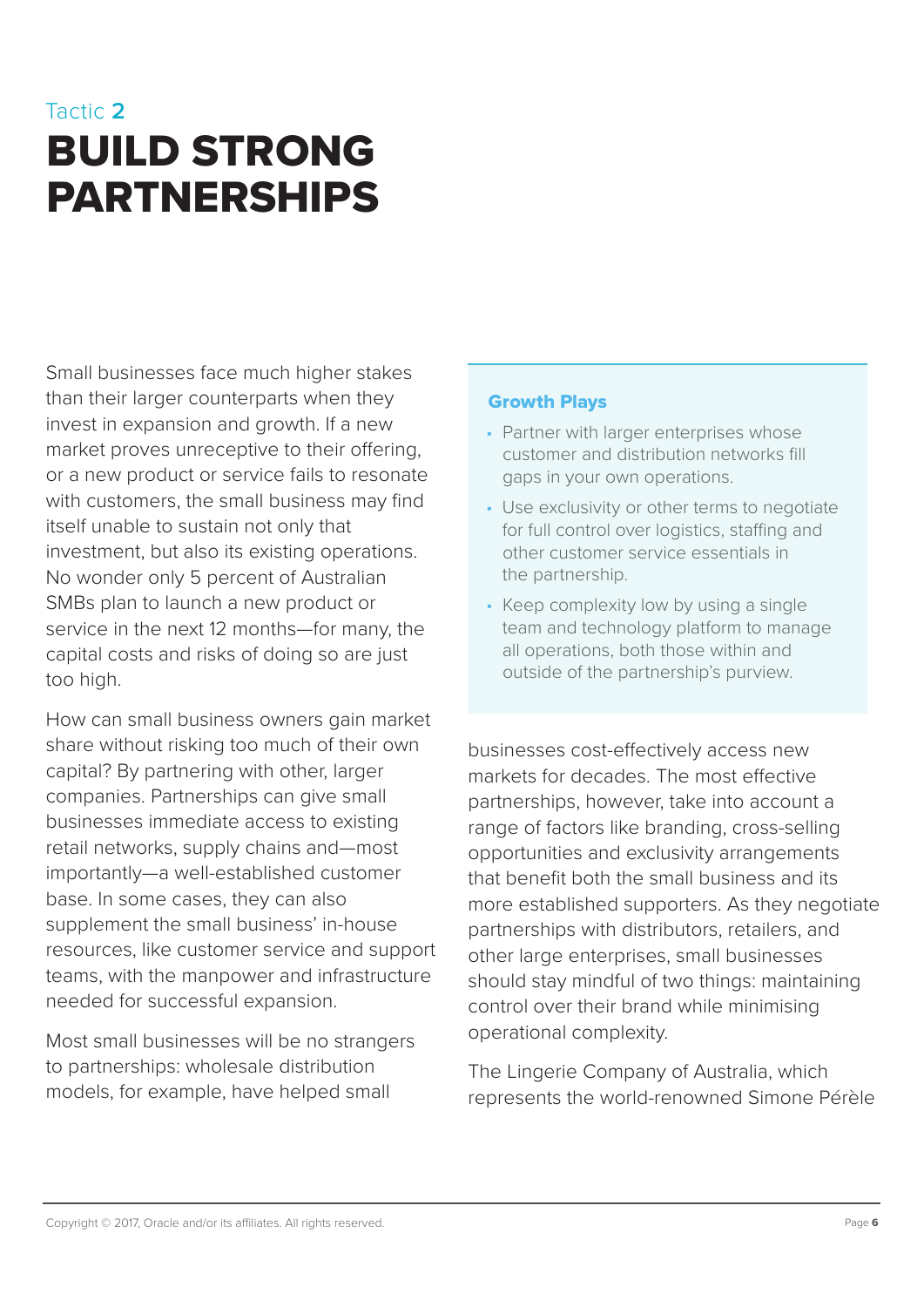Tactic **2**

# BUILD STRONG PARTNERSHIPS

Small businesses face much higher stakes than their larger counterparts when they invest in expansion and growth. If a new market proves unreceptive to their offering, or a new product or service fails to resonate with customers, the small business may find itself unable to sustain not only that investment, but also its existing operations. No wonder only 5 percent of Australian SMBs plan to launch a new product or service in the next 12 months—for many, the capital costs and risks of doing so are just too high.

How can small business owners gain market share without risking too much of their own capital? By partnering with other, larger companies. Partnerships can give small businesses immediate access to existing retail networks, supply chains and—most importantly—a well-established customer base. In some cases, they can also supplement the small business' in-house resources, like customer service and support teams, with the manpower and infrastructure needed for successful expansion.

Most small businesses will be no strangers to partnerships: wholesale distribution models, for example, have helped small businesses cost-effectively access new markets for decades. The most effective partnerships, however, take into account a range of factors like branding, cross-selling opportunities and exclusivity arrangements that benefit both the small business and its more established supporters. As they negotiate partnerships with distributors, retailers, and other large enterprises, small businesses should stay mindful of two things: maintaining control over their brand while minimising operational complexity.

### Growth Plays

- Partner with larger enterprises whose customer and distribution networks fill gaps in your own operations.
- Use exclusivity or other terms to negotiate for full control over logistics, staffing and other customer service essentials in the partnership.
- Keep complexity low by using a single team and technology platform to manage all operations, both those within and outside of the partnership's purview.

The Lingerie Company of Australia, which represents the world-renowned Simone Pérèle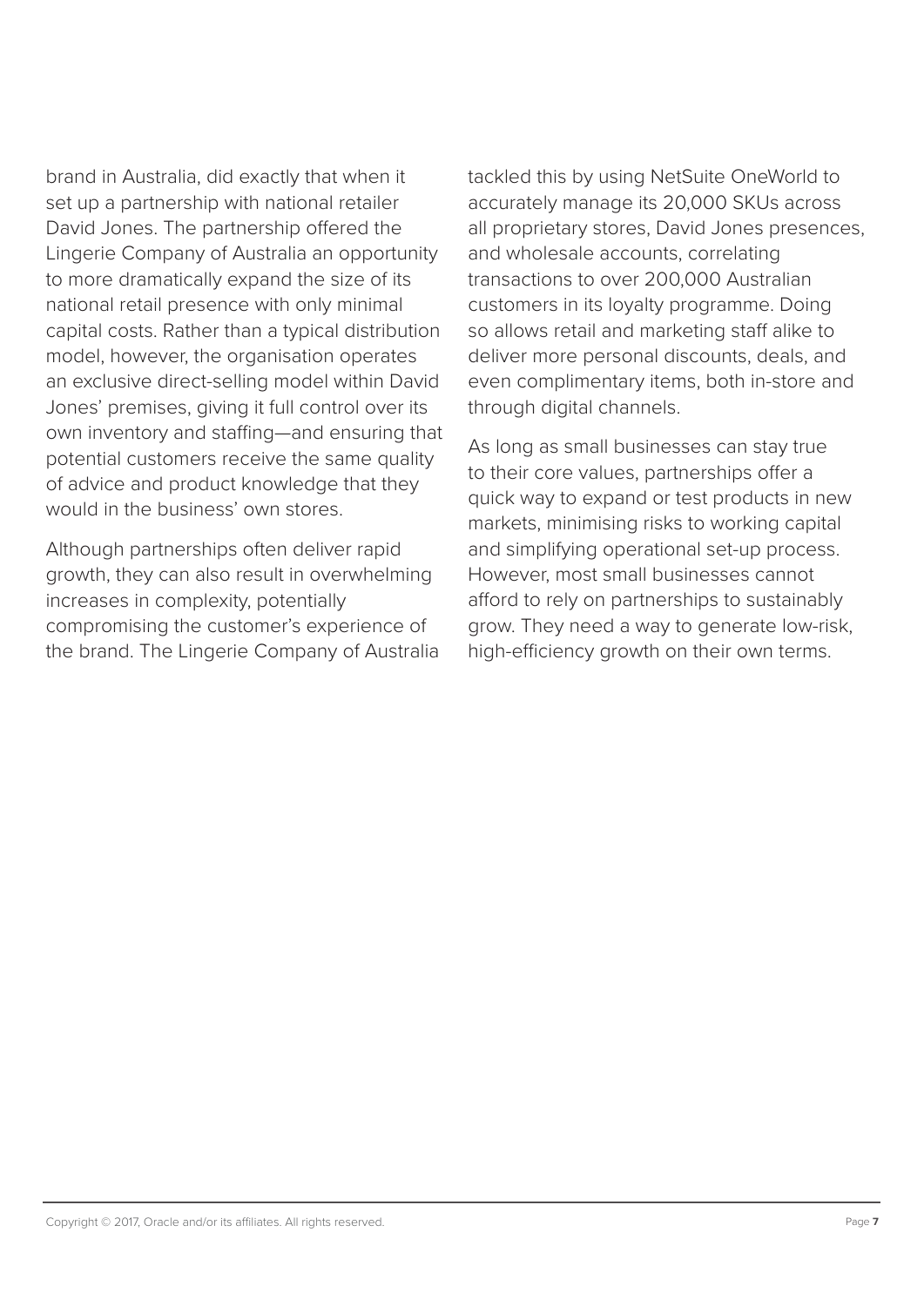brand in Australia, did exactly that when it set up a partnership with national retailer David Jones. The partnership offered the Lingerie Company of Australia an opportunity to more dramatically expand the size of its national retail presence with only minimal capital costs. Rather than a typical distribution model, however, the organisation operates an exclusive direct-selling model within David Jones' premises, giving it full control over its own inventory and staffing—and ensuring that potential customers receive the same quality of advice and product knowledge that they would in the business' own stores.

Although partnerships often deliver rapid growth, they can also result in overwhelming increases in complexity, potentially compromising the customer's experience of the brand. The Lingerie Company of Australia tackled this by using NetSuite OneWorld to accurately manage its 20,000 SKUs across all proprietary stores, David Jones presences, and wholesale accounts, correlating transactions to over 200,000 Australian customers in its loyalty programme. Doing so allows retail and marketing staff alike to deliver more personal discounts, deals, and even complimentary items, both in-store and through digital channels.

As long as small businesses can stay true to their core values, partnerships offer a quick way to expand or test products in new markets, minimising risks to working capital and simplifying operational set-up process. However, most small businesses cannot afford to rely on partnerships to sustainably grow. They need a way to generate low-risk, high-efficiency growth on their own terms.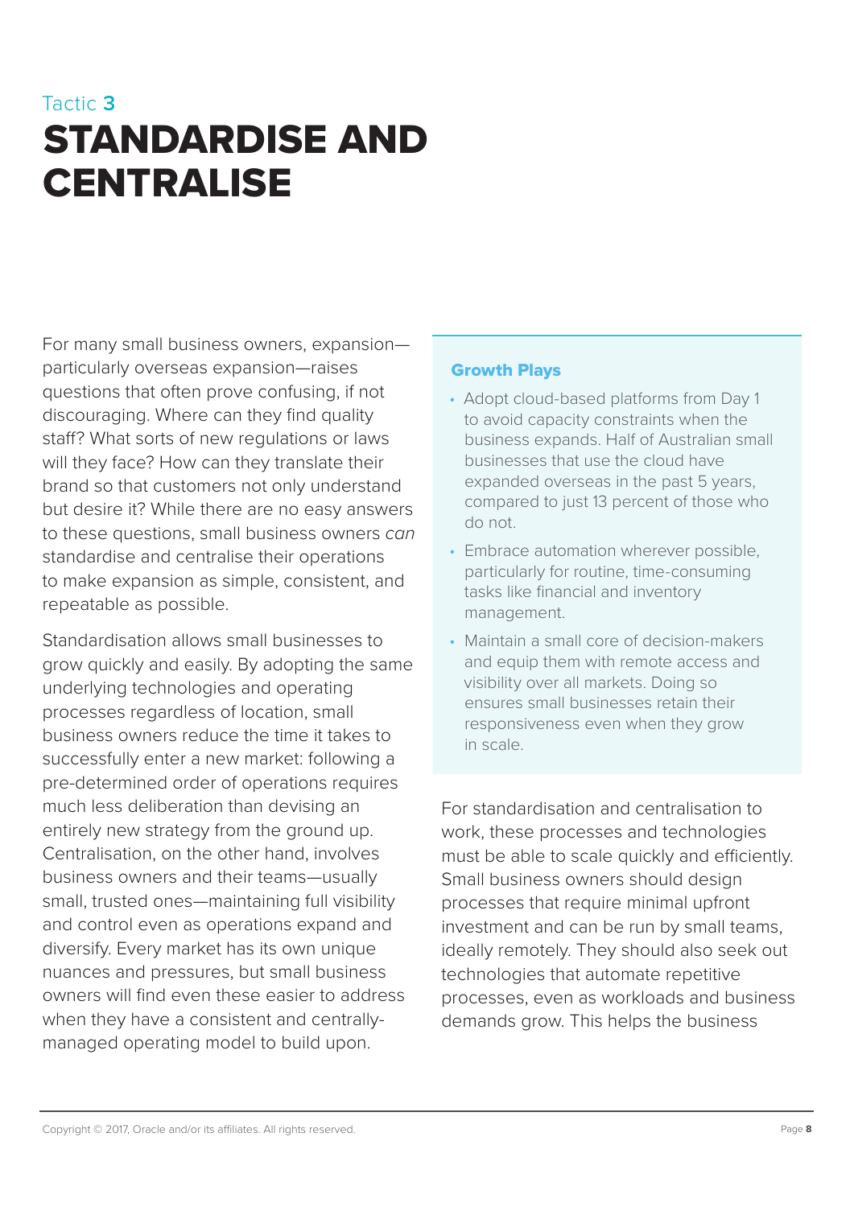Tactic **3**

# STANDARDISE AND CENTRALISE

For many small business owners, expansion—particularly overseas expansion—raises questions that often prove confusing, if not discouraging. Where can they find quality staff? What sorts of new regulations or laws will they face? How can they translate their brand so that customers not only understand but desire it? While there are no easy answers to these questions, small business owners *can* standardise and centralise their operations to make expansion as simple, consistent, and repeatable as possible.

Standardisation allows small businesses to grow quickly and easily. By adopting the same underlying technologies and operating processes regardless of location, small business owners reduce the time it takes to successfully enter a new market: following a pre-determined order of operations requires much less deliberation than devising an entirely new strategy from the ground up. Centralisation, on the other hand, involves business owners and their teams—usually small, trusted ones—maintaining full visibility and control even as operations expand and diversify. Every market has its own unique nuances and pressures, but small business owners will find even these easier to address when they have a consistent and centrally-managed operating model to build upon.

**Growth Plays**

- Adopt cloud-based platforms from Day 1 to avoid capacity constraints when the business expands. Half of Australian small businesses that use the cloud have expanded overseas in the past 5 years, compared to just 13 percent of those who do not.
- Embrace automation wherever possible, particularly for routine, time-consuming tasks like financial and inventory management.
- Maintain a small core of decision-makers and equip them with remote access and visibility over all markets. Doing so ensures small businesses retain their responsiveness even when they grow in scale.

For standardisation and centralisation to work, these processes and technologies must be able to scale quickly and efficiently. Small business owners should design processes that require minimal upfront investment and can be run by small teams, ideally remotely. They should also seek out technologies that automate repetitive processes, even as workloads and business demands grow. This helps the business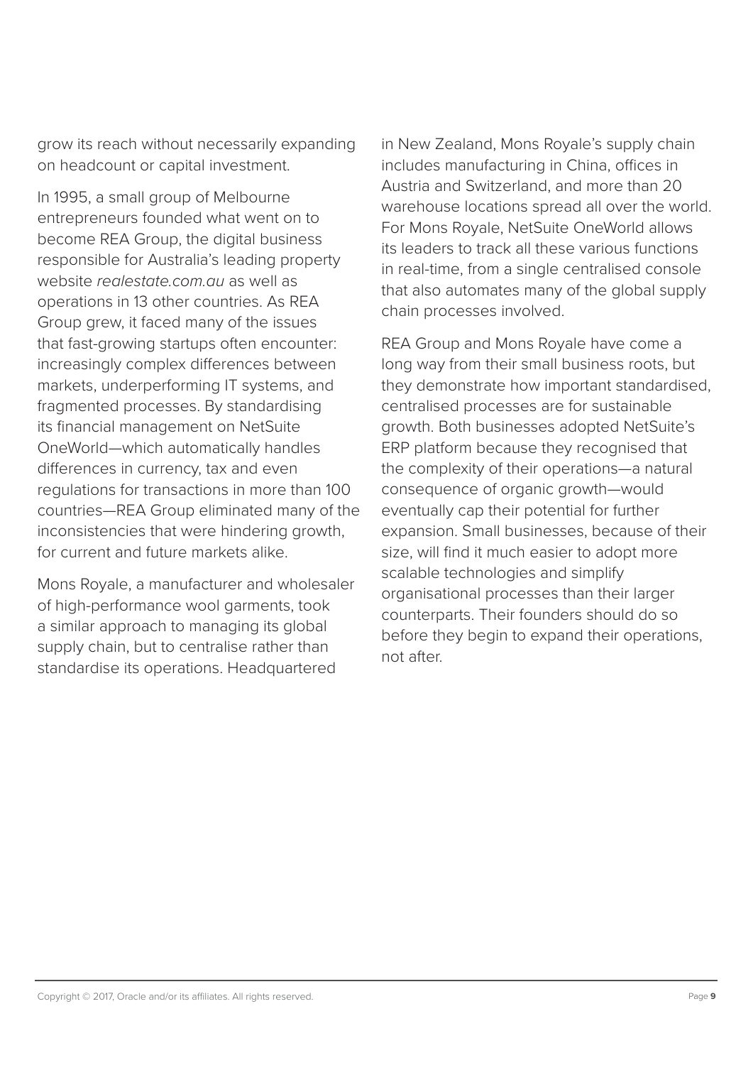grow its reach without necessarily expanding on headcount or capital investment.

In 1995, a small group of Melbourne entrepreneurs founded what went on to become REA Group, the digital business responsible for Australia's leading property website *realestate.com.au* as well as operations in 13 other countries. As REA Group grew, it faced many of the issues that fast-growing startups often encounter: increasingly complex differences between markets, underperforming IT systems, and fragmented processes. By standardising its financial management on NetSuite OneWorld—which automatically handles differences in currency, tax and even regulations for transactions in more than 100 countries—REA Group eliminated many of the inconsistencies that were hindering growth, for current and future markets alike.

Mons Royale, a manufacturer and wholesaler of high-performance wool garments, took a similar approach to managing its global supply chain, but to centralise rather than standardise its operations. Headquartered in New Zealand, Mons Royale's supply chain includes manufacturing in China, offices in Austria and Switzerland, and more than 20 warehouse locations spread all over the world. For Mons Royale, NetSuite OneWorld allows its leaders to track all these various functions in real-time, from a single centralised console that also automates many of the global supply chain processes involved.

REA Group and Mons Royale have come a long way from their small business roots, but they demonstrate how important standardised, centralised processes are for sustainable growth. Both businesses adopted NetSuite's ERP platform because they recognised that the complexity of their operations—a natural consequence of organic growth—would eventually cap their potential for further expansion. Small businesses, because of their size, will find it much easier to adopt more scalable technologies and simplify organisational processes than their larger counterparts. Their founders should do so before they begin to expand their operations, not after.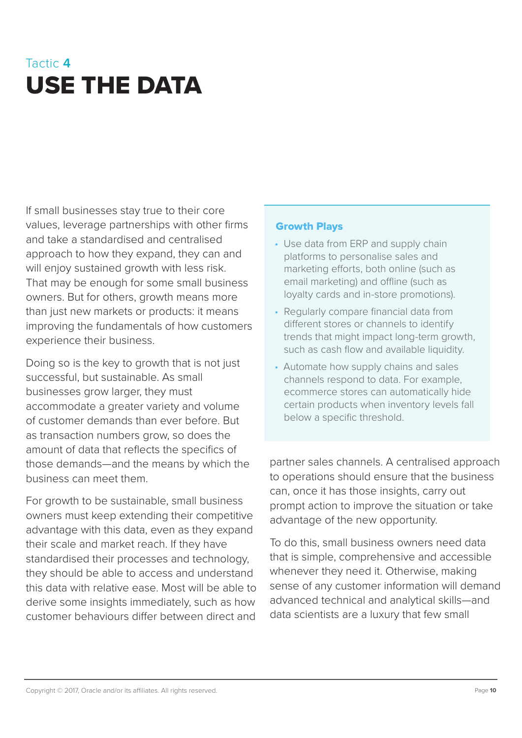Tactic **4**

# USE THE DATA

If small businesses stay true to their core values, leverage partnerships with other firms and take a standardised and centralised approach to how they expand, they can and will enjoy sustained growth with less risk. That may be enough for some small business owners. But for others, growth means more than just new markets or products: it means improving the fundamentals of how customers experience their business.

Doing so is the key to growth that is not just successful, but sustainable. As small businesses grow larger, they must accommodate a greater variety and volume of customer demands than ever before. But as transaction numbers grow, so does the amount of data that reflects the specifics of those demands—and the means by which the business can meet them.

For growth to be sustainable, small business owners must keep extending their competitive advantage with this data, even as they expand their scale and market reach. If they have standardised their processes and technology, they should be able to access and understand this data with relative ease. Most will be able to derive some insights immediately, such as how customer behaviours differ between direct and partner sales channels. A centralised approach to operations should ensure that the business can, once it has those insights, carry out prompt action to improve the situation or take advantage of the new opportunity.

To do this, small business owners need data that is simple, comprehensive and accessible whenever they need it. Otherwise, making sense of any customer information will demand advanced technical and analytical skills—and data scientists are a luxury that few small

### Growth Plays

- Use data from ERP and supply chain platforms to personalise sales and marketing efforts, both online (such as email marketing) and offline (such as loyalty cards and in-store promotions).
- Regularly compare financial data from different stores or channels to identify trends that might impact long-term growth, such as cash flow and available liquidity.
- Automate how supply chains and sales channels respond to data. For example, ecommerce stores can automatically hide certain products when inventory levels fall below a specific threshold.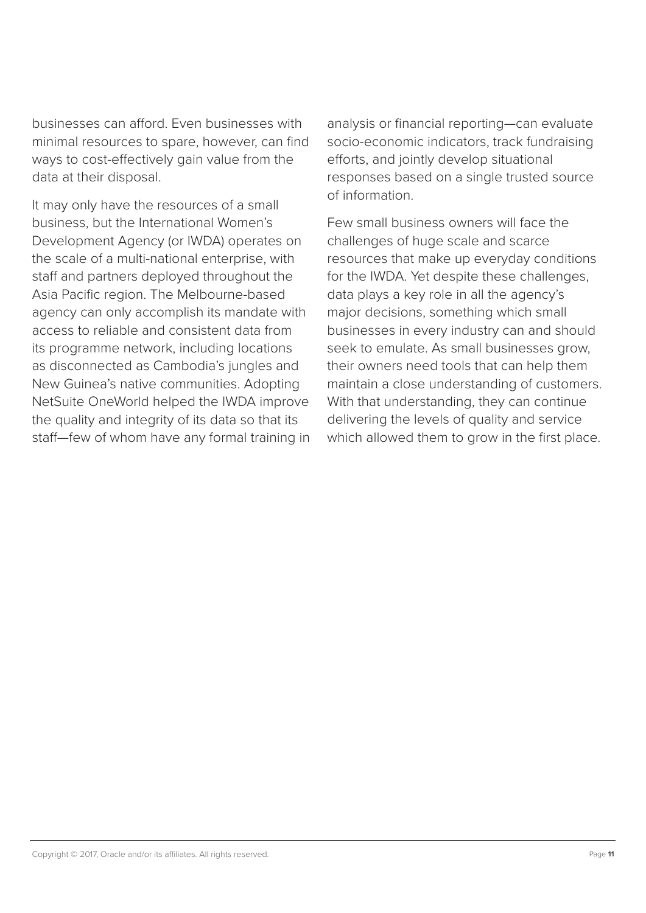businesses can afford. Even businesses with minimal resources to spare, however, can find ways to cost-effectively gain value from the data at their disposal.

It may only have the resources of a small business, but the International Women's Development Agency (or IWDA) operates on the scale of a multi-national enterprise, with staff and partners deployed throughout the Asia Pacific region. The Melbourne-based agency can only accomplish its mandate with access to reliable and consistent data from its programme network, including locations as disconnected as Cambodia's jungles and New Guinea's native communities. Adopting NetSuite OneWorld helped the IWDA improve the quality and integrity of its data so that its staff—few of whom have any formal training in analysis or financial reporting—can evaluate socio-economic indicators, track fundraising efforts, and jointly develop situational responses based on a single trusted source of information.

Few small business owners will face the challenges of huge scale and scarce resources that make up everyday conditions for the IWDA. Yet despite these challenges, data plays a key role in all the agency's major decisions, something which small businesses in every industry can and should seek to emulate. As small businesses grow, their owners need tools that can help them maintain a close understanding of customers. With that understanding, they can continue delivering the levels of quality and service which allowed them to grow in the first place.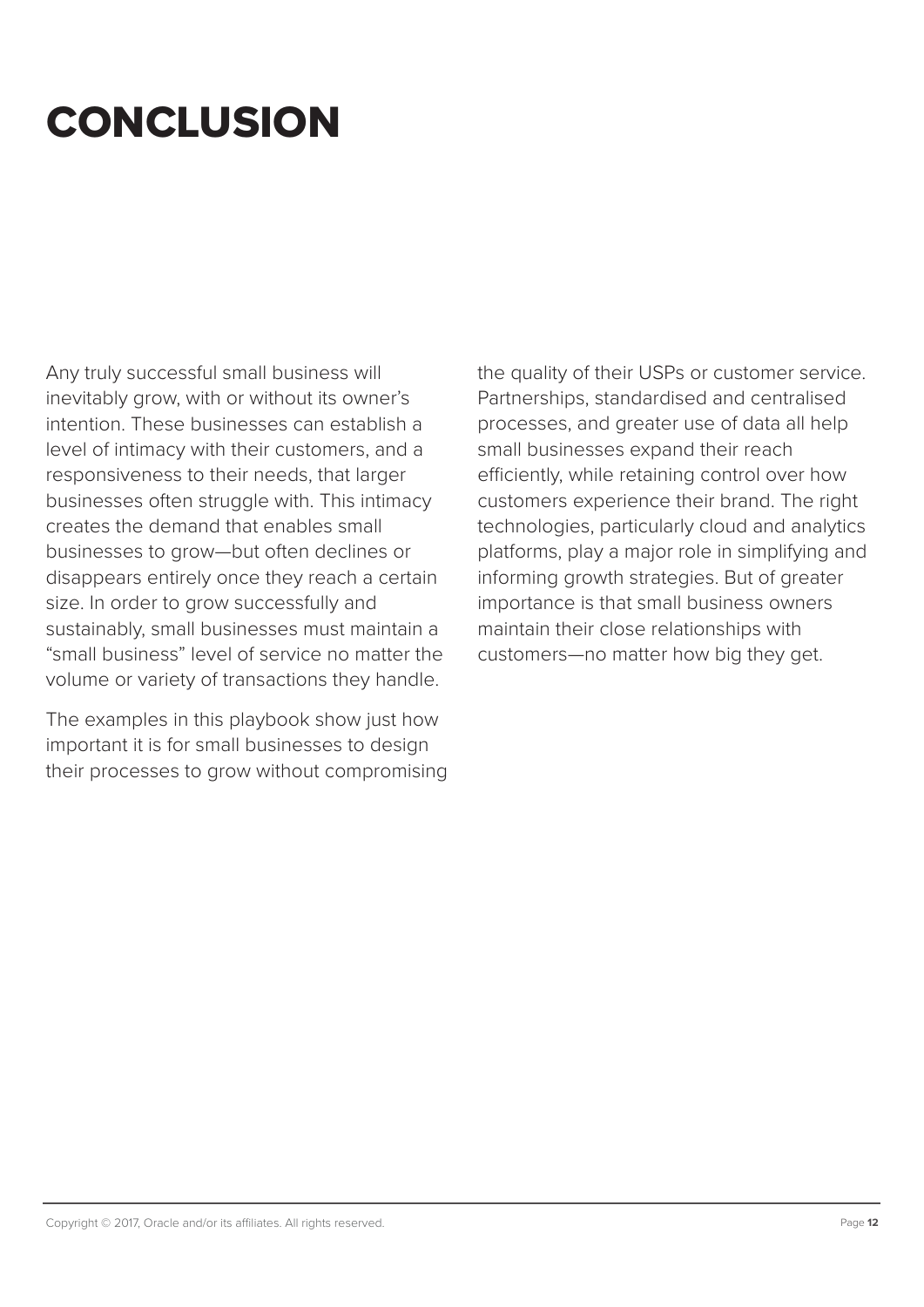# CONCLUSION

Any truly successful small business will inevitably grow, with or without its owner's intention. These businesses can establish a level of intimacy with their customers, and a responsiveness to their needs, that larger businesses often struggle with. This intimacy creates the demand that enables small businesses to grow—but often declines or disappears entirely once they reach a certain size. In order to grow successfully and sustainably, small businesses must maintain a "small business" level of service no matter the volume or variety of transactions they handle.

The examples in this playbook show just how important it is for small businesses to design their processes to grow without compromising the quality of their USPs or customer service. Partnerships, standardised and centralised processes, and greater use of data all help small businesses expand their reach efficiently, while retaining control over how customers experience their brand. The right technologies, particularly cloud and analytics platforms, play a major role in simplifying and informing growth strategies. But of greater importance is that small business owners maintain their close relationships with customers—no matter how big they get.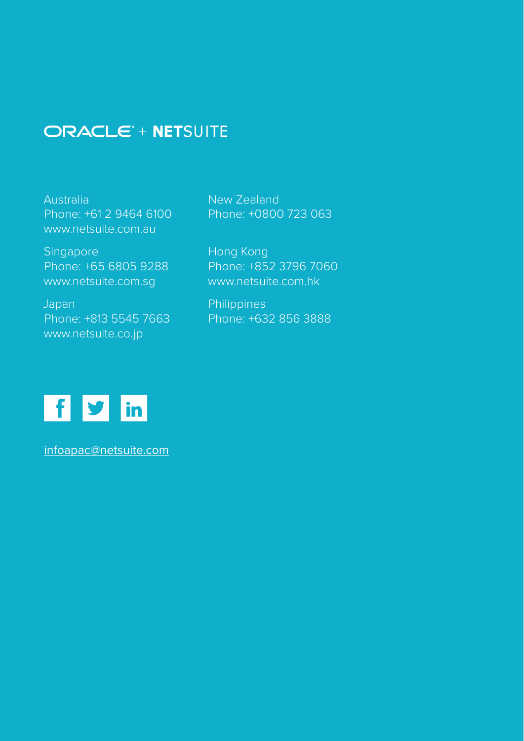ORACLE + NETSUITE

Australia
Phone: +61 2 9464 6100
www.netsuite.com.au

New Zealand
Phone: +0800 723 063

Singapore
Phone: +65 6805 9288
www.netsuite.com.sg

Hong Kong
Phone: +852 3796 7060
www.netsuite.com.hk

Japan
Phone: +813 5545 7663
www.netsuite.co.jp

Philippines
Phone: +632 856 3888

infoapac@netsuite.com